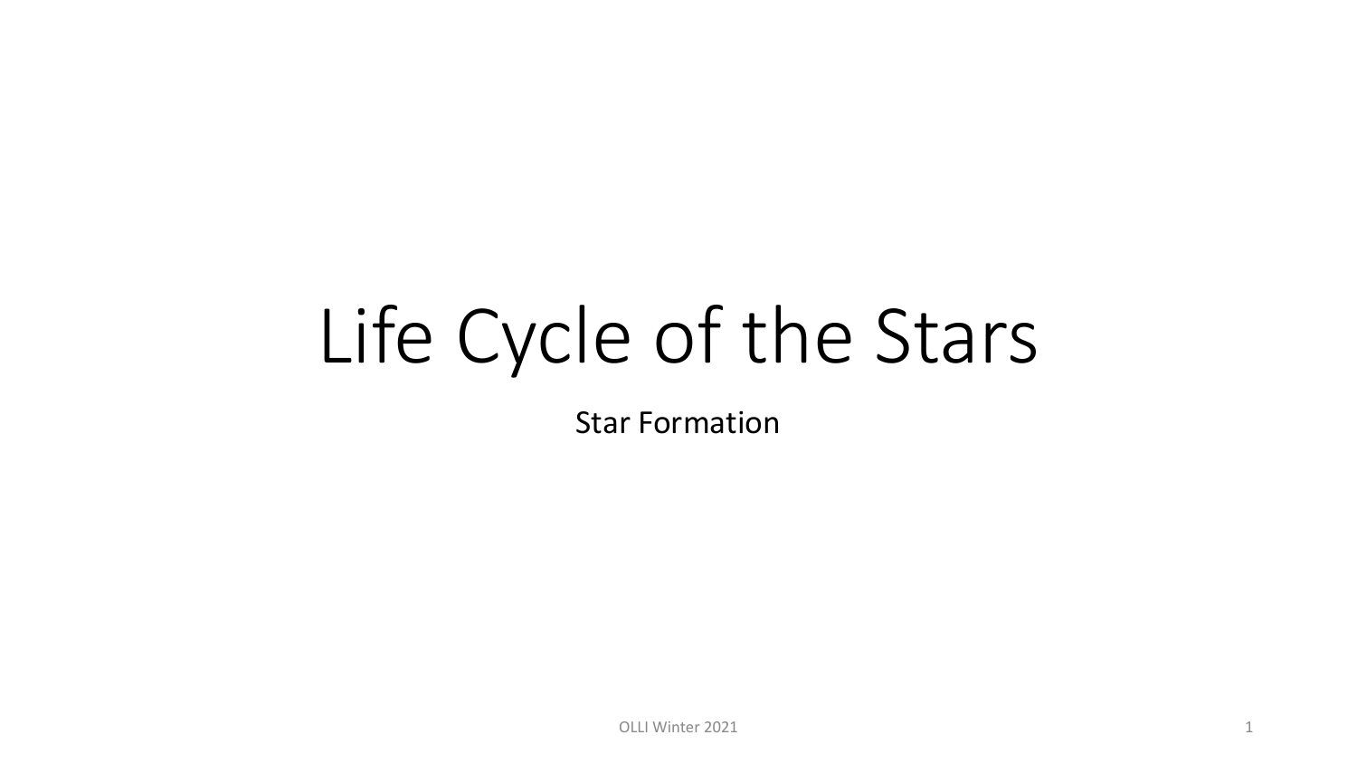# Life Cycle of the Stars

Star Formation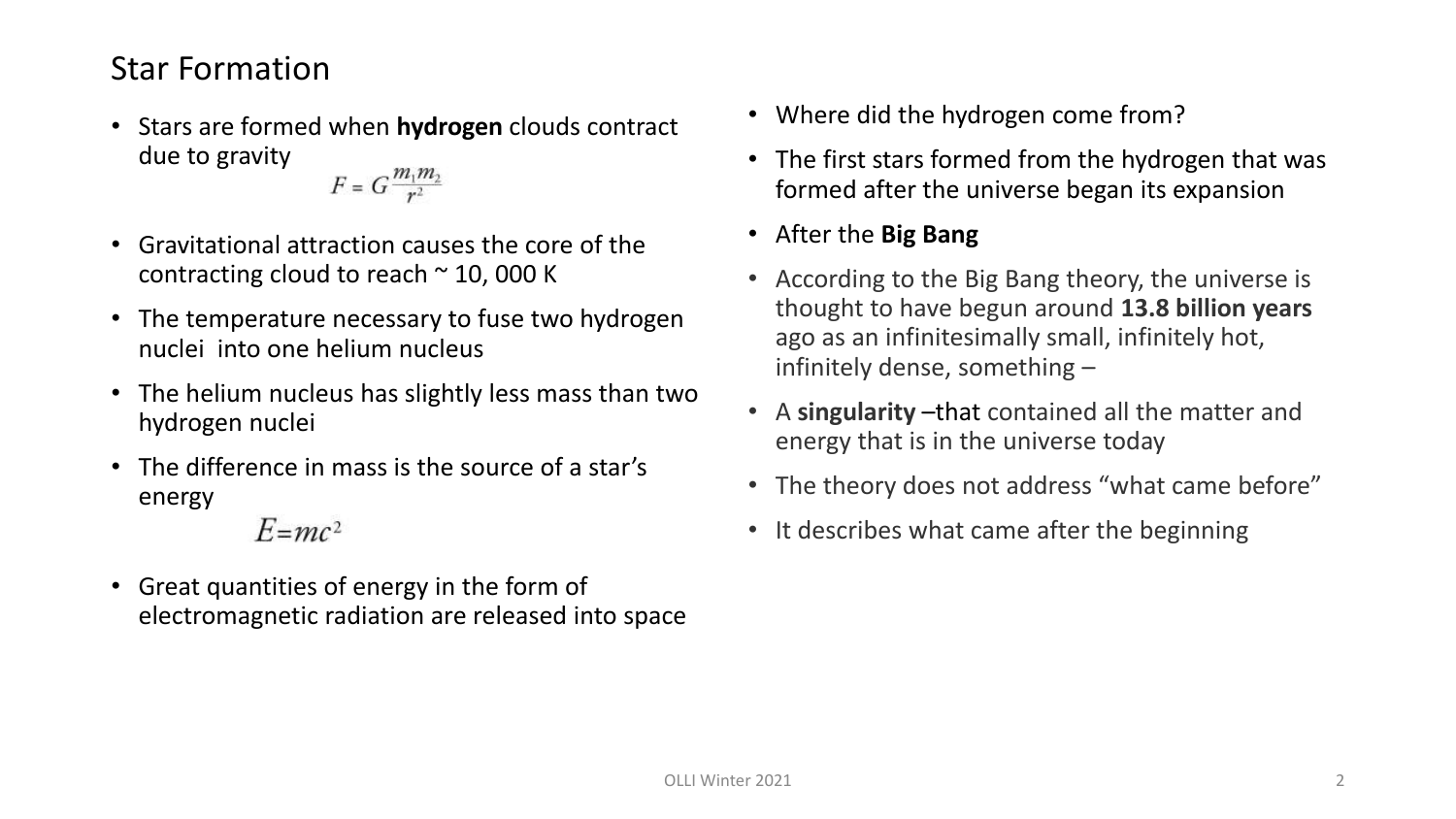# Star Formation

- Stars are formed when **hydrogen** clouds contract due to gravity

$$F = G\frac{m_1 m_2}{r^2}$$

- Gravitational attraction causes the core of the contracting cloud to reach ~ 10, 000 K
- The temperature necessary to fuse two hydrogen nuclei into one helium nucleus
- The helium nucleus has slightly less mass than two hydrogen nuclei
- The difference in mass is the source of a star's energy

$$E=mc^2$$

- Great quantities of energy in the form of electromagnetic radiation are released into space

- Where did the hydrogen come from?
- The first stars formed from the hydrogen that was formed after the universe began its expansion
- After the **Big Bang**
- According to the Big Bang theory, the universe is thought to have begun around **13.8 billion years** ago as an infinitesimally small, infinitely hot, infinitely dense, something –
- A **singularity** –that contained all the matter and energy that is in the universe today
- The theory does not address "what came before"
- It describes what came after the beginning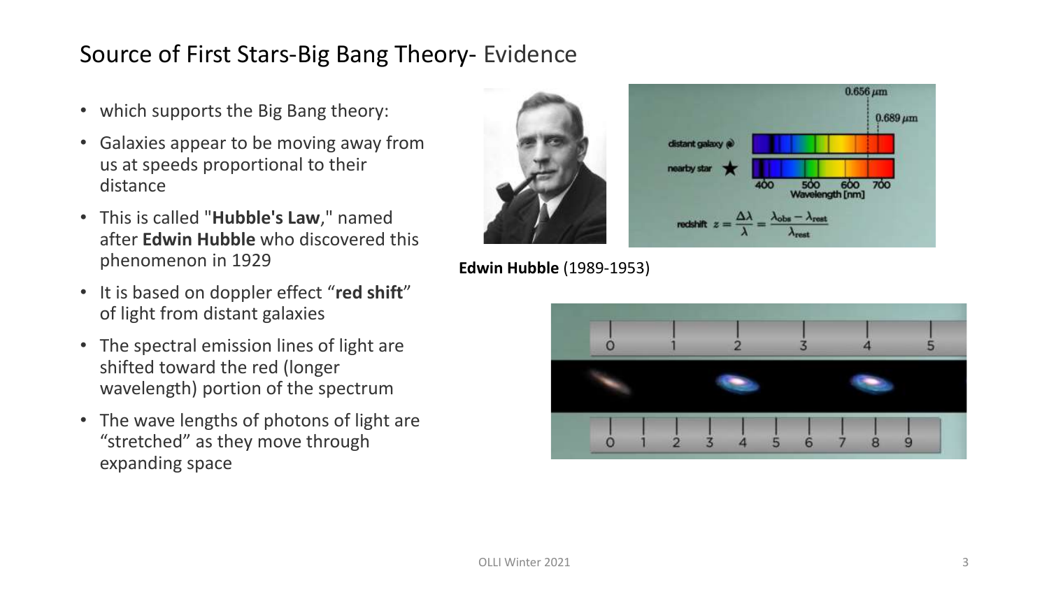# Source of First Stars-Big Bang Theory- Evidence

- which supports the Big Bang theory:
- Galaxies appear to be moving away from us at speeds proportional to their distance
- This is called "**Hubble's Law**," named after **Edwin Hubble** who discovered this phenomenon in 1929
- It is based on doppler effect "**red shift**" of light from distant galaxies
- The spectral emission lines of light are shifted toward the red (longer wavelength) portion of the spectrum
- The wave lengths of photons of light are "stretched" as they move through expanding space

**Edwin Hubble** (1989-1953)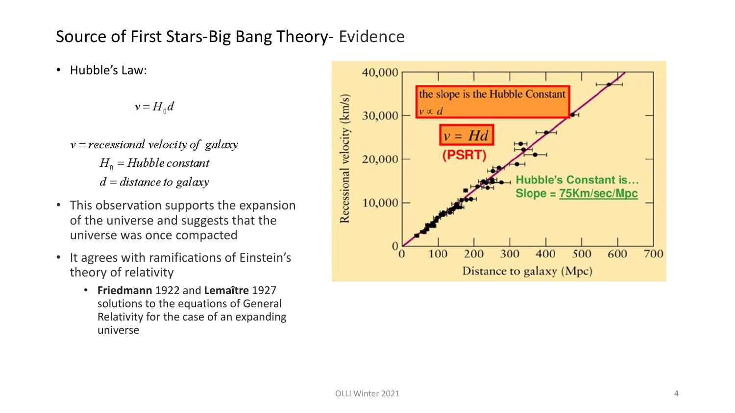# Source of First Stars-Big Bang Theory- Evidence

- Hubble's Law:

$$v = H_0 d$$

$v = recessional\ velocity\ of\ galaxy$

$H_0 = Hubble\ constant$

$d = distance\ to\ galaxy$

- This observation supports the expansion of the universe and suggests that the universe was once compacted
- It agrees with ramifications of Einstein's theory of relativity
  - **Friedmann** 1922 and **Lemaître** 1927 solutions to the equations of General Relativity for the case of an expanding universe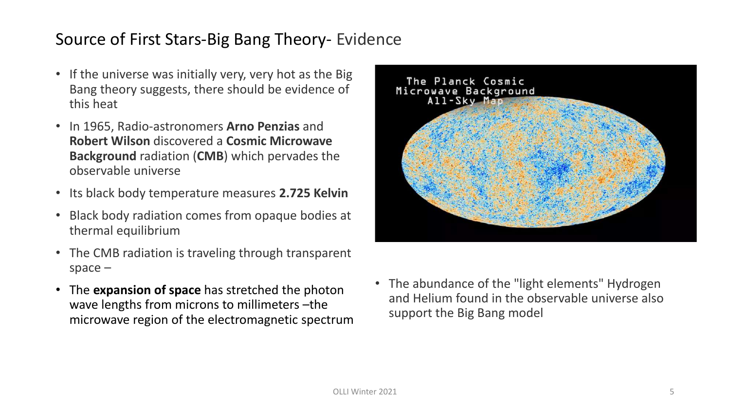## Source of First Stars-Big Bang Theory- Evidence

- If the universe was initially very, very hot as the Big Bang theory suggests, there should be evidence of this heat
- In 1965, Radio-astronomers **Arno Penzias** and **Robert Wilson** discovered a **Cosmic Microwave Background** radiation (**CMB**) which pervades the observable universe
- Its black body temperature measures **2.725 Kelvin**
- Black body radiation comes from opaque bodies at thermal equilibrium
- The CMB radiation is traveling through transparent space –
- The **expansion of space** has stretched the photon wave lengths from microns to millimeters –the microwave region of the electromagnetic spectrum

The Planck Cosmic Microwave Background All-Sky Map

- The abundance of the "light elements" Hydrogen and Helium found in the observable universe also support the Big Bang model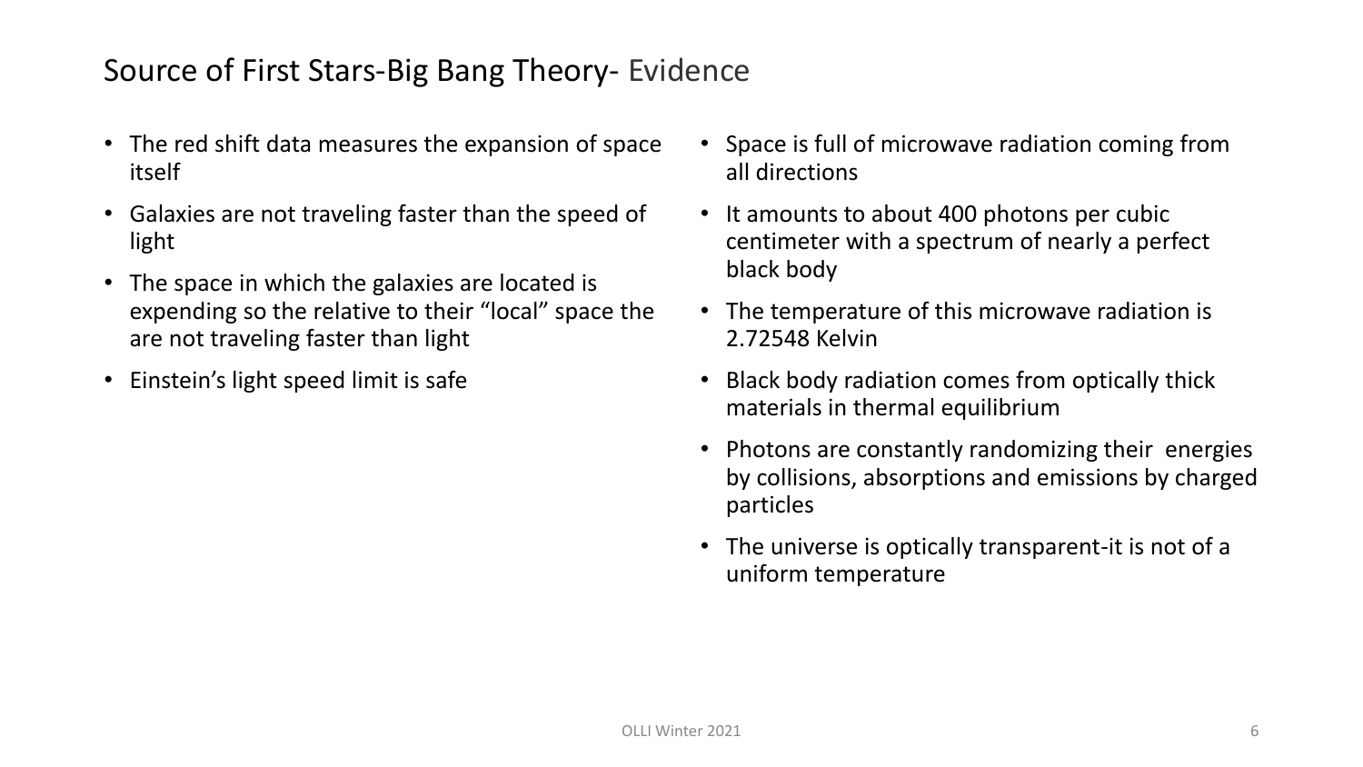# Source of First Stars-Big Bang Theory- Evidence

- The red shift data measures the expansion of space itself
- Galaxies are not traveling faster than the speed of light
- The space in which the galaxies are located is expending so the relative to their "local" space the are not traveling faster than light
- Einstein's light speed limit is safe

- Space is full of microwave radiation coming from all directions
- It amounts to about 400 photons per cubic centimeter with a spectrum of nearly a perfect black body
- The temperature of this microwave radiation is 2.72548 Kelvin
- Black body radiation comes from optically thick materials in thermal equilibrium
- Photons are constantly randomizing their  energies by collisions, absorptions and emissions by charged particles
- The universe is optically transparent-it is not of a uniform temperature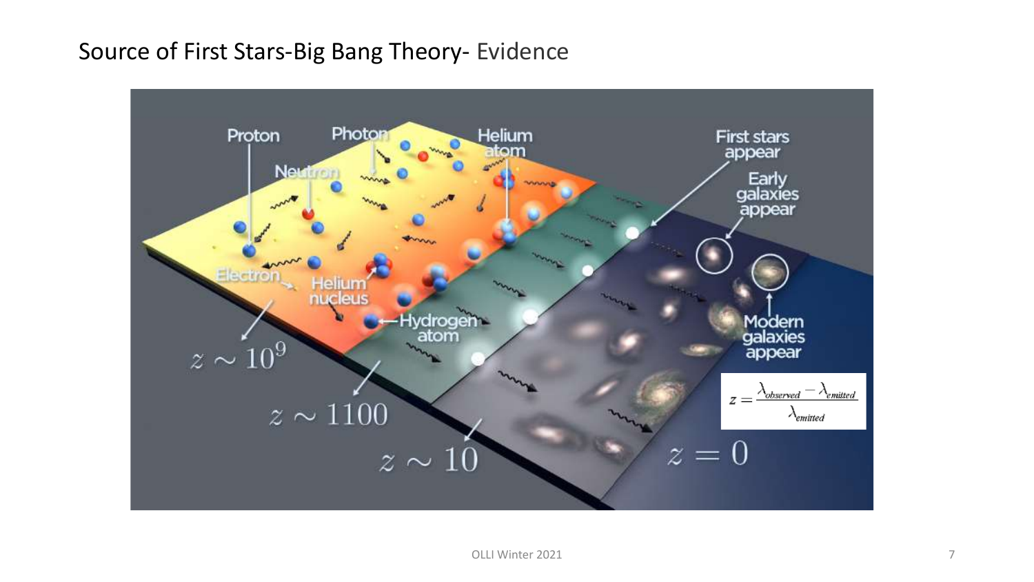# Source of First Stars-Big Bang Theory- Evidence

Proton

Photon

Neutron

Helium atom

Electron

Helium nucleus

Hydrogen atom

First stars appear

Early galaxies appear

Modern galaxies appear

$z \sim 10^9$

$z \sim 1100$

$z \sim 10$

$z = 0$

$$z = \frac{\lambda_{observed} - \lambda_{emitted}}{\lambda_{emitted}}$$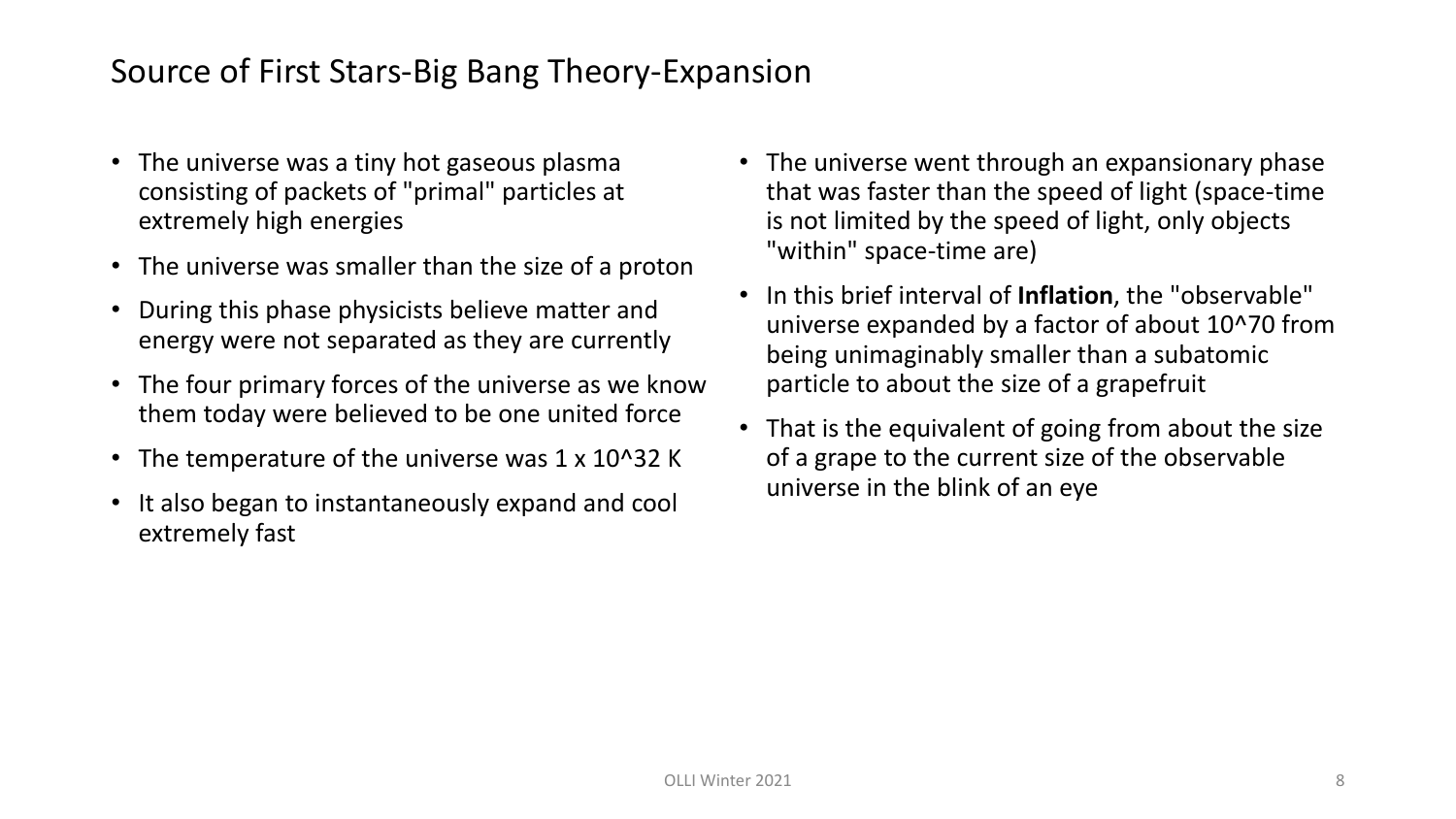# Source of First Stars-Big Bang Theory-Expansion

- The universe was a tiny hot gaseous plasma consisting of packets of "primal" particles at extremely high energies
- The universe was smaller than the size of a proton
- During this phase physicists believe matter and energy were not separated as they are currently
- The four primary forces of the universe as we know them today were believed to be one united force
- The temperature of the universe was $1 \times 10^{32}$ K
- It also began to instantaneously expand and cool extremely fast

- The universe went through an expansionary phase that was faster than the speed of light (space-time is not limited by the speed of light, only objects "within" space-time are)
- In this brief interval of **Inflation**, the "observable" universe expanded by a factor of about $10^{70}$ from being unimaginably smaller than a subatomic particle to about the size of a grapefruit
- That is the equivalent of going from about the size of a grape to the current size of the observable universe in the blink of an eye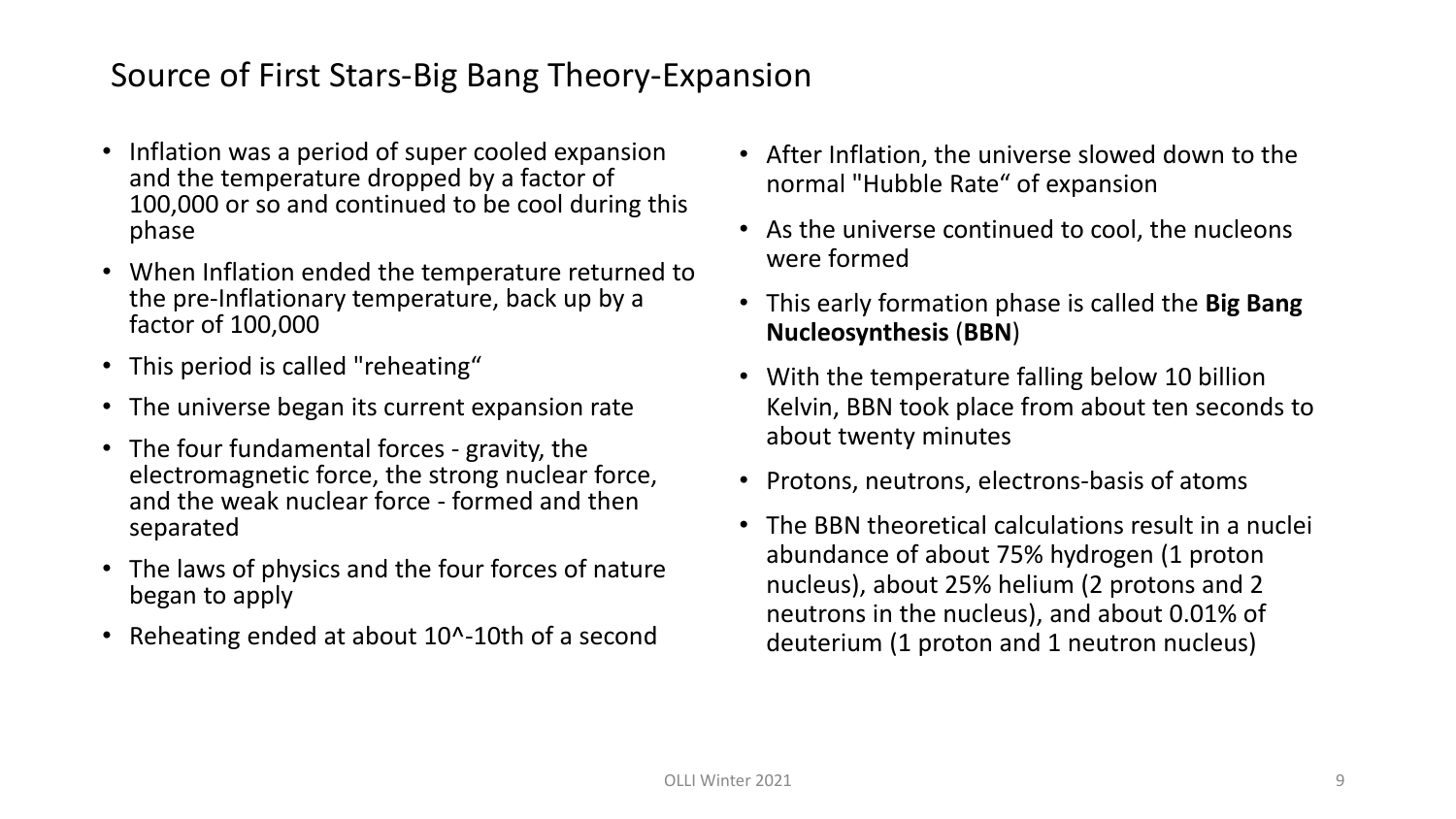# Source of First Stars-Big Bang Theory-Expansion

- Inflation was a period of super cooled expansion and the temperature dropped by a factor of 100,000 or so and continued to be cool during this phase
- When Inflation ended the temperature returned to the pre-Inflationary temperature, back up by a factor of 100,000
- This period is called "reheating“
- The universe began its current expansion rate
- The four fundamental forces - gravity, the electromagnetic force, the strong nuclear force, and the weak nuclear force - formed and then separated
- The laws of physics and the four forces of nature began to apply
- Reheating ended at about 10^-10th of a second
- After Inflation, the universe slowed down to the normal "Hubble Rate“ of expansion
- As the universe continued to cool, the nucleons were formed
- This early formation phase is called the **Big Bang Nucleosynthesis** (**BBN**)
- With the temperature falling below 10 billion Kelvin, BBN took place from about ten seconds to about twenty minutes
- Protons, neutrons, electrons-basis of atoms
- The BBN theoretical calculations result in a nuclei abundance of about 75% hydrogen (1 proton nucleus), about 25% helium (2 protons and 2 neutrons in the nucleus), and about 0.01% of deuterium (1 proton and 1 neutron nucleus)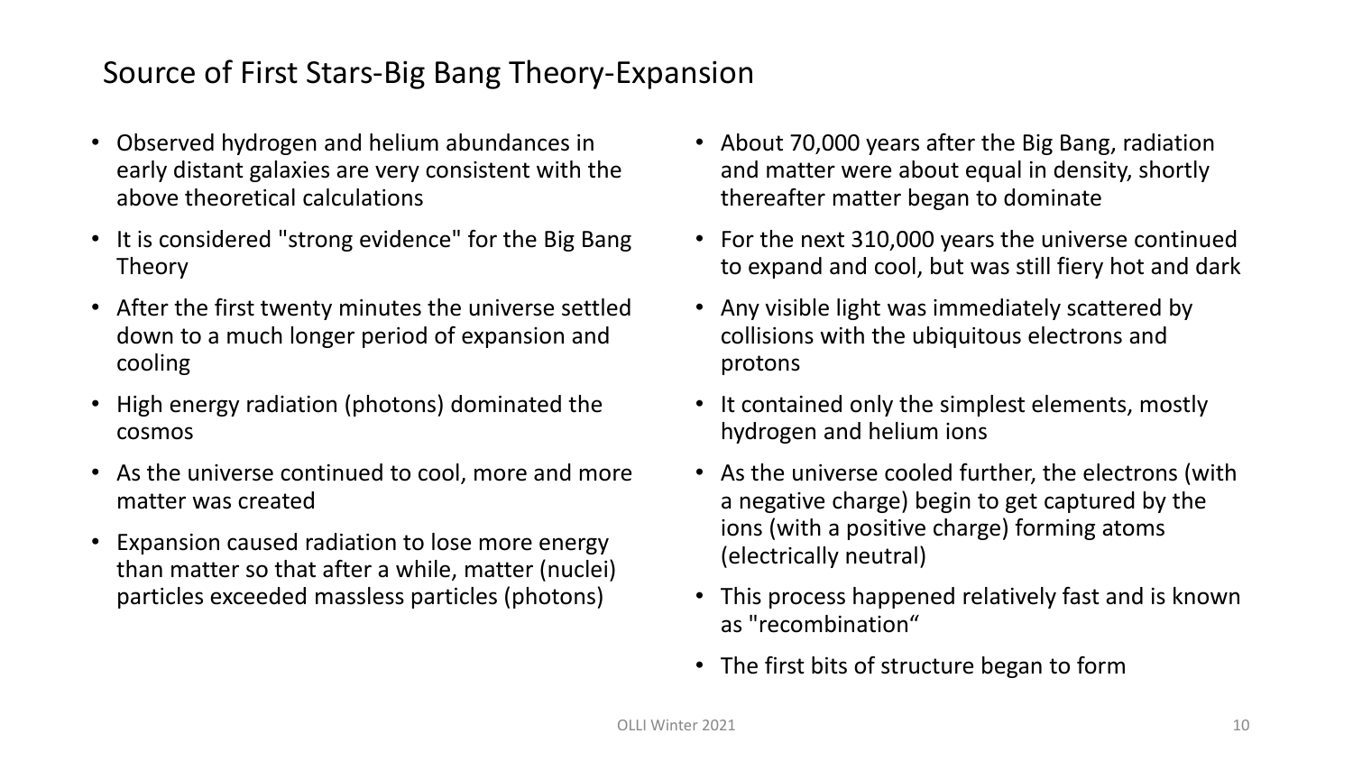## Source of First Stars-Big Bang Theory-Expansion

- Observed hydrogen and helium abundances in early distant galaxies are very consistent with the above theoretical calculations
- It is considered "strong evidence" for the Big Bang Theory
- After the first twenty minutes the universe settled down to a much longer period of expansion and cooling
- High energy radiation (photons) dominated the cosmos
- As the universe continued to cool, more and more matter was created
- Expansion caused radiation to lose more energy than matter so that after a while, matter (nuclei) particles exceeded massless particles (photons)
- About 70,000 years after the Big Bang, radiation and matter were about equal in density, shortly thereafter matter began to dominate
- For the next 310,000 years the universe continued to expand and cool, but was still fiery hot and dark
- Any visible light was immediately scattered by collisions with the ubiquitous electrons and protons
- It contained only the simplest elements, mostly hydrogen and helium ions
- As the universe cooled further, the electrons (with a negative charge) begin to get captured by the ions (with a positive charge) forming atoms (electrically neutral)
- This process happened relatively fast and is known as "recombination“
- The first bits of structure began to form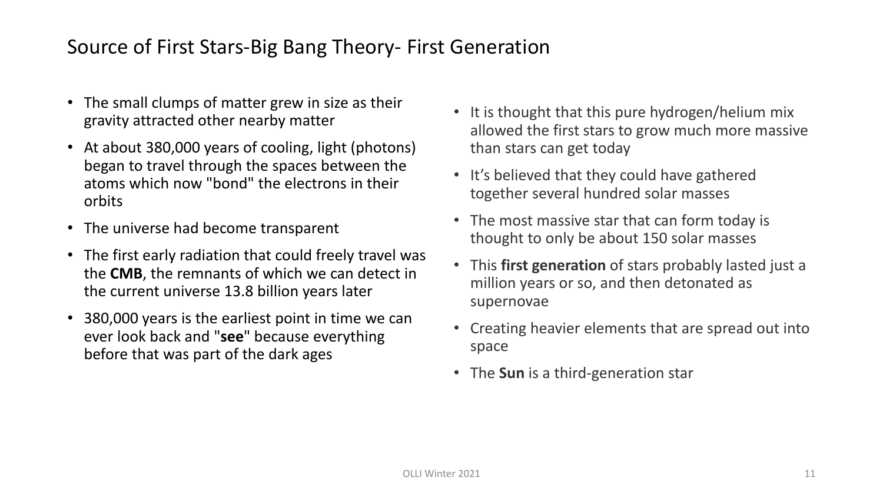# Source of First Stars-Big Bang Theory- First Generation

- The small clumps of matter grew in size as their gravity attracted other nearby matter
- At about 380,000 years of cooling, light (photons) began to travel through the spaces between the atoms which now "bond" the electrons in their orbits
- The universe had become transparent
- The first early radiation that could freely travel was the **CMB**, the remnants of which we can detect in the current universe 13.8 billion years later
- 380,000 years is the earliest point in time we can ever look back and "**see**" because everything before that was part of the dark ages

- It is thought that this pure hydrogen/helium mix allowed the first stars to grow much more massive than stars can get today
- It's believed that they could have gathered together several hundred solar masses
- The most massive star that can form today is thought to only be about 150 solar masses
- This **first generation** of stars probably lasted just a million years or so, and then detonated as supernovae
- Creating heavier elements that are spread out into space
- The **Sun** is a third-generation star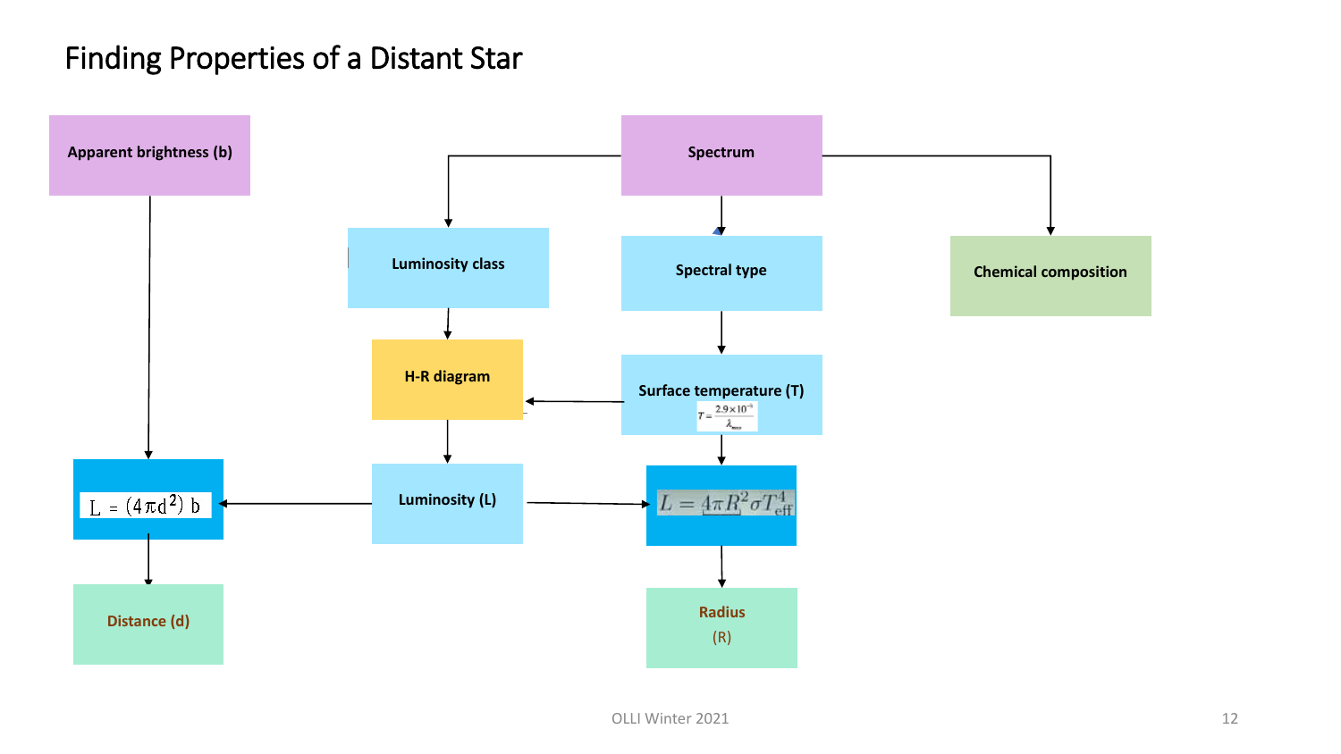# Finding Properties of a Distant Star

- **Apparent brightness (b)** → $L = (4\pi d^2)\, b$ → **Distance (d)**
- **Spectrum** → **Luminosity class** → **H-R diagram**
- **Spectrum** → **Spectral type** → **Surface temperature (T)** $T = \frac{2.9 \times 10^{-3}}{\lambda_{max}}$
- **Spectrum** → **Chemical composition**
- **Surface temperature (T)** → **H-R diagram**
- **H-R diagram** → **Luminosity (L)**
- **Luminosity (L)** → $L = (4\pi d^2)\, b$
- **Luminosity (L)** → $L = 4\pi R^2 \sigma T_{\mathrm{eff}}^4$
- **Surface temperature (T)** → $L = 4\pi R^2 \sigma T_{\mathrm{eff}}^4$ → **Radius (R)**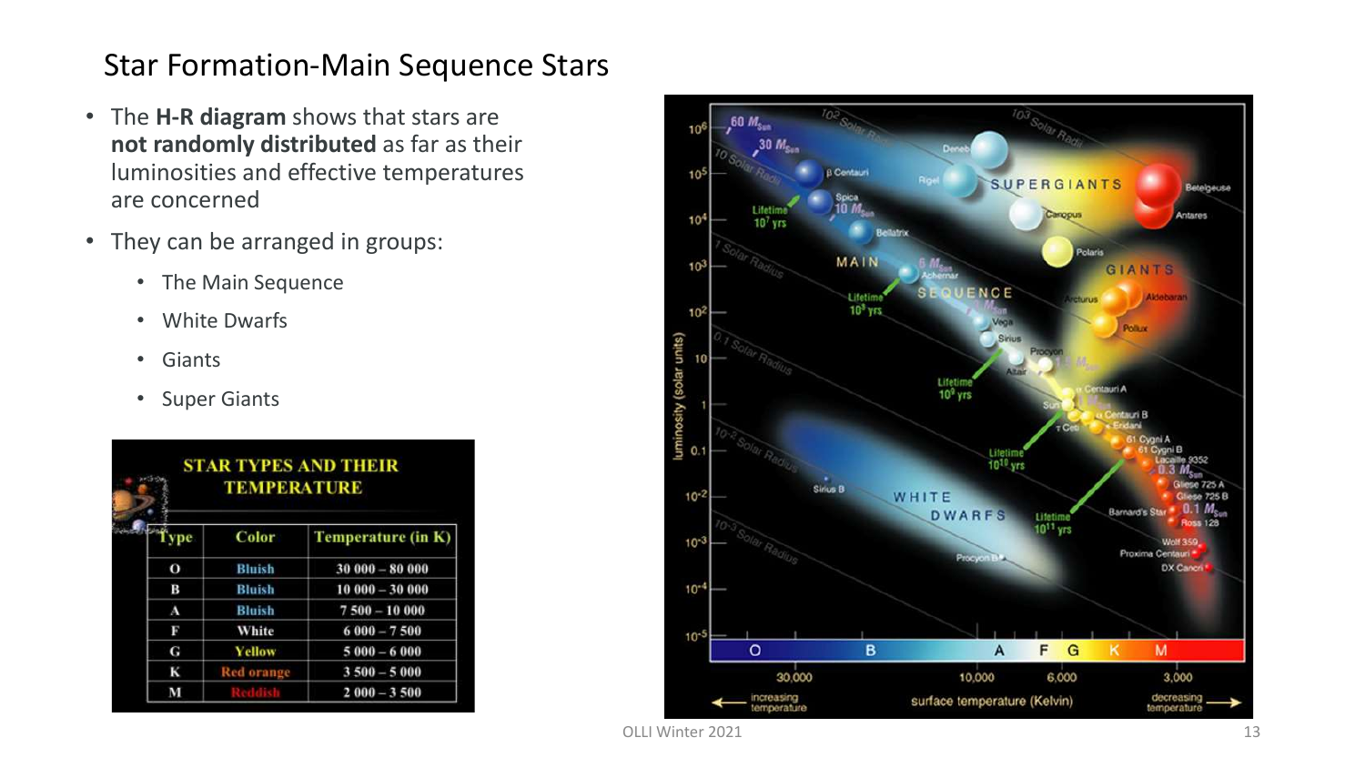# Star Formation-Main Sequence Stars

- The **H-R diagram** shows that stars are **not randomly distributed** as far as their luminosities and effective temperatures are concerned
- They can be arranged in groups:
  - The Main Sequence
  - White Dwarfs
  - Giants
  - Super Giants

**STAR TYPES AND THEIR TEMPERATURE**

| Type | Color | Temperature (in K) |
|---|---|---|
| O | Bluish | 30 000 – 80 000 |
| B | Bluish | 10 000 – 30 000 |
| A | Bluish | 7 500 – 10 000 |
| F | White | 6 000 – 7 500 |
| G | Yellow | 5 000 – 6 000 |
| K | Red orange | 3 500 – 5 000 |
| M | Reddish | 2 000 – 3 500 |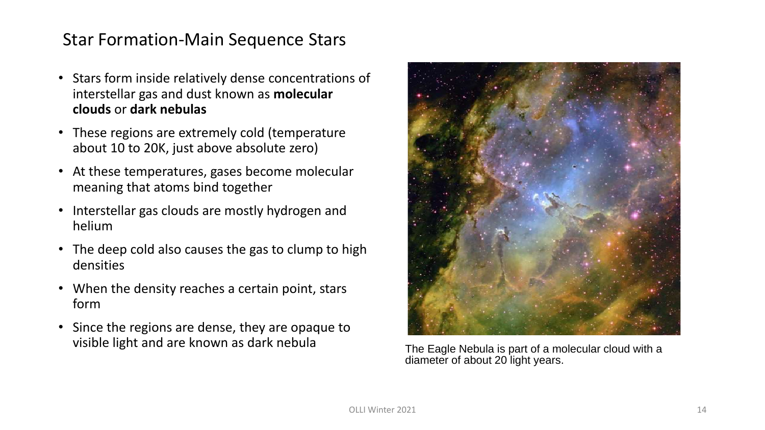# Star Formation-Main Sequence Stars

- Stars form inside relatively dense concentrations of interstellar gas and dust known as **molecular clouds** or **dark nebulas**
- These regions are extremely cold (temperature about 10 to 20K, just above absolute zero)
- At these temperatures, gases become molecular meaning that atoms bind together
- Interstellar gas clouds are mostly hydrogen and helium
- The deep cold also causes the gas to clump to high densities
- When the density reaches a certain point, stars form
- Since the regions are dense, they are opaque to visible light and are known as dark nebula

The Eagle Nebula is part of a molecular cloud with a diameter of about 20 light years.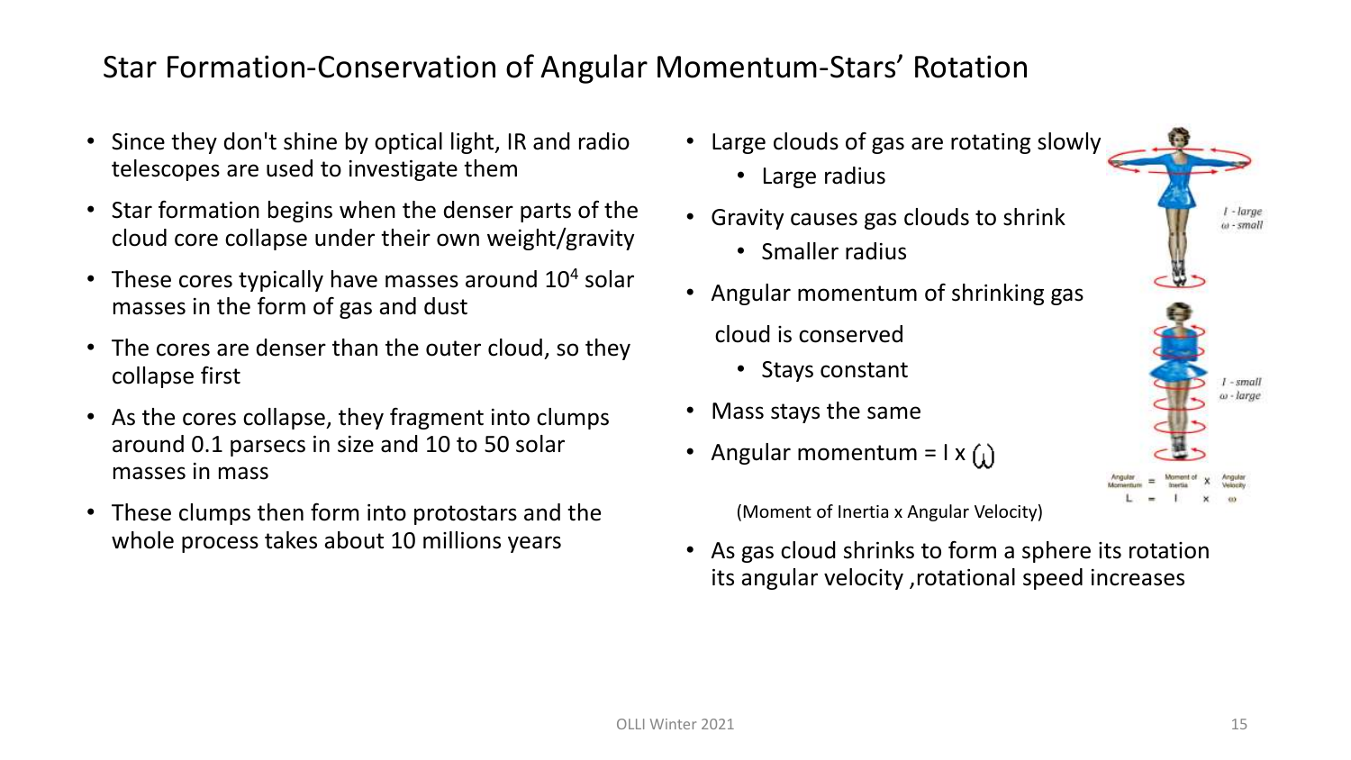# Star Formation-Conservation of Angular Momentum-Stars' Rotation

- Since they don't shine by optical light, IR and radio telescopes are used to investigate them
- Star formation begins when the denser parts of the cloud core collapse under their own weight/gravity
- These cores typically have masses around $10^4$ solar masses in the form of gas and dust
- The cores are denser than the outer cloud, so they collapse first
- As the cores collapse, they fragment into clumps around 0.1 parsecs in size and 10 to 50 solar masses in mass
- These clumps then form into protostars and the whole process takes about 10 millions years

- Large clouds of gas are rotating slowly
  - Large radius
- Gravity causes gas clouds to shrink
  - Smaller radius
- Angular momentum of shrinking gas cloud is conserved
  - Stays constant
- Mass stays the same
- Angular momentum = I x $\omega$

  (Moment of Inertia x Angular Velocity)
- As gas cloud shrinks to form a sphere its rotation its angular velocity ,rotational speed increases

$I$ - large, $\omega$ - small

$I$ - small, $\omega$ - large

Angular Momentum = Moment of Inertia x Angular Velocity

$L = I \times \omega$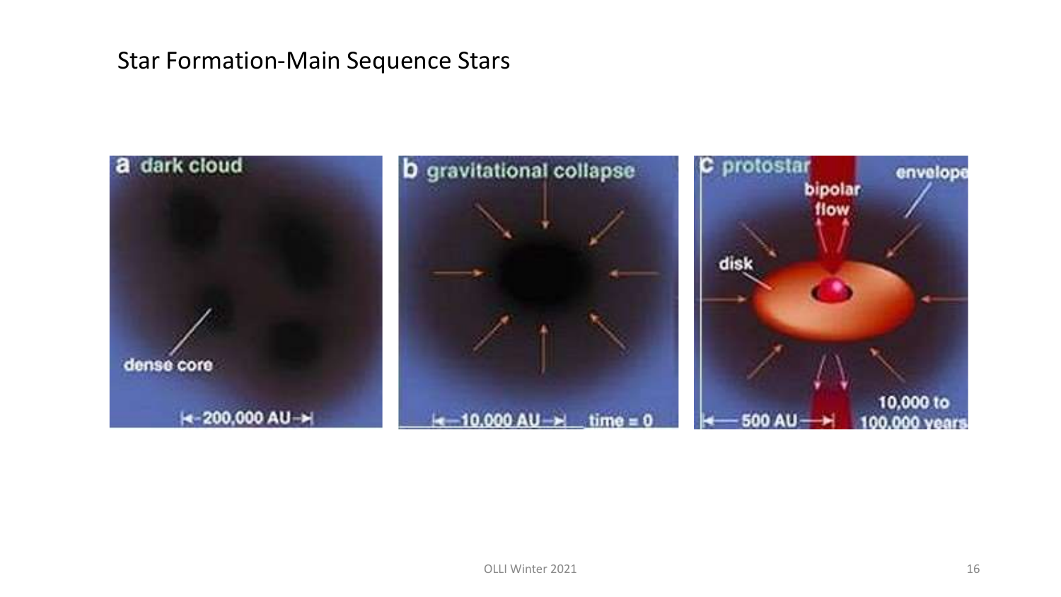# Star Formation-Main Sequence Stars

**a** dark cloud

dense core

|←200,000 AU→|

**b** gravitational collapse

|←10,000 AU→| time = 0

**c** protostar

bipolar flow

envelope

disk

|← 500 AU →|

10,000 to 100,000 years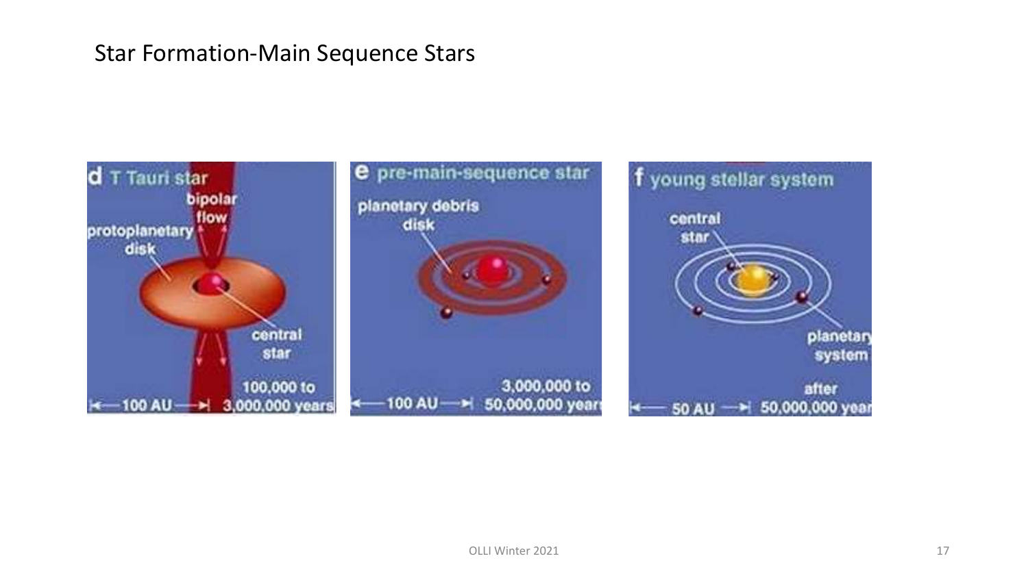# Star Formation-Main Sequence Stars

**d** T Tauri star

bipolar flow

protoplanetary disk

central star

100,000 to 3,000,000 years

100 AU

**e** pre-main-sequence star

planetary debris disk

3,000,000 to 50,000,000 years

100 AU

**f** young stellar system

central star

planetary system

after 50,000,000 years

50 AU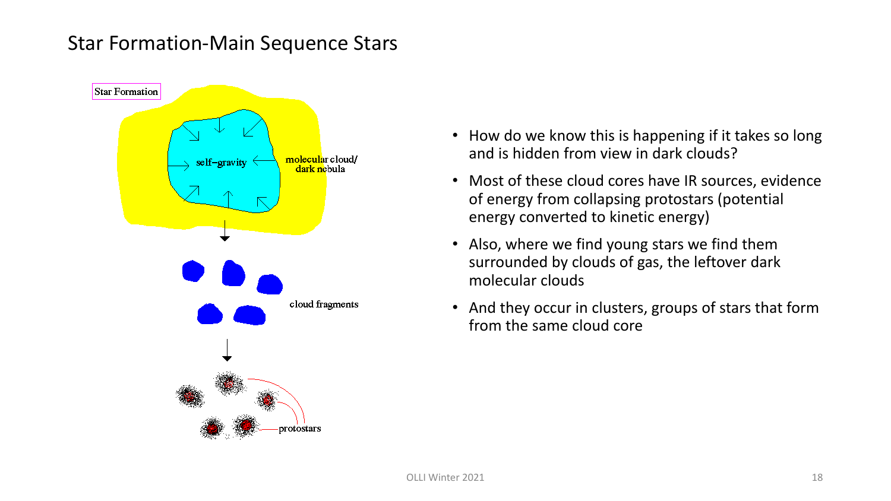# Star Formation-Main Sequence Stars

Star Formation

self-gravity

molecular cloud/ dark nebula

cloud fragments

protostars

- How do we know this is happening if it takes so long and is hidden from view in dark clouds?
- Most of these cloud cores have IR sources, evidence of energy from collapsing protostars (potential energy converted to kinetic energy)
- Also, where we find young stars we find them surrounded by clouds of gas, the leftover dark molecular clouds
- And they occur in clusters, groups of stars that form from the same cloud core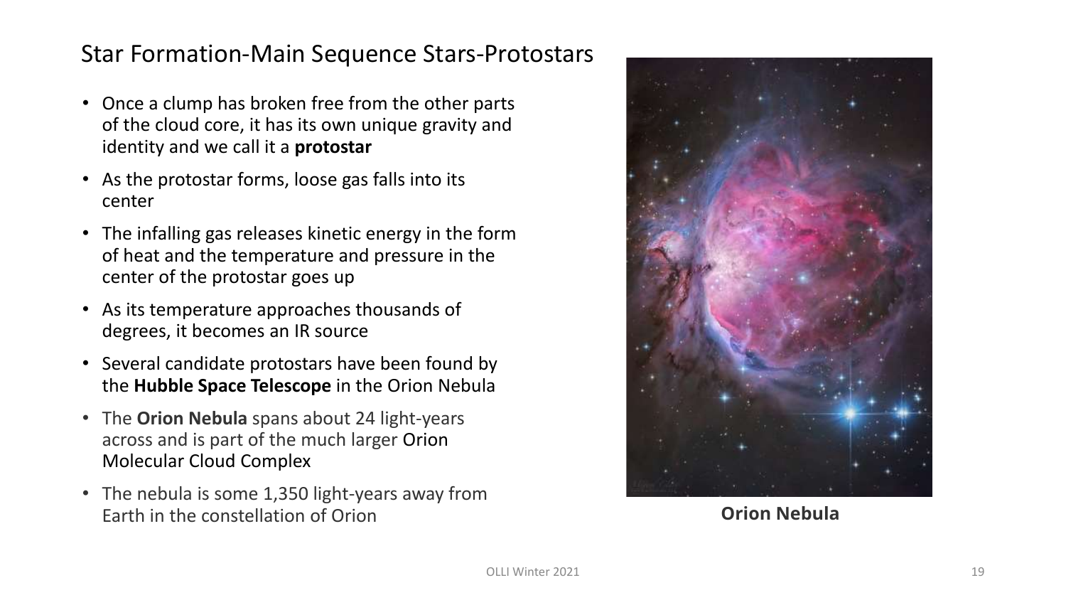# Star Formation-Main Sequence Stars-Protostars

- Once a clump has broken free from the other parts of the cloud core, it has its own unique gravity and identity and we call it a **protostar**
- As the protostar forms, loose gas falls into its center
- The infalling gas releases kinetic energy in the form of heat and the temperature and pressure in the center of the protostar goes up
- As its temperature approaches thousands of degrees, it becomes an IR source
- Several candidate protostars have been found by the **Hubble Space Telescope** in the Orion Nebula
- The **Orion Nebula** spans about 24 light-years across and is part of the much larger Orion Molecular Cloud Complex
- The nebula is some 1,350 light-years away from Earth in the constellation of Orion

**Orion Nebula**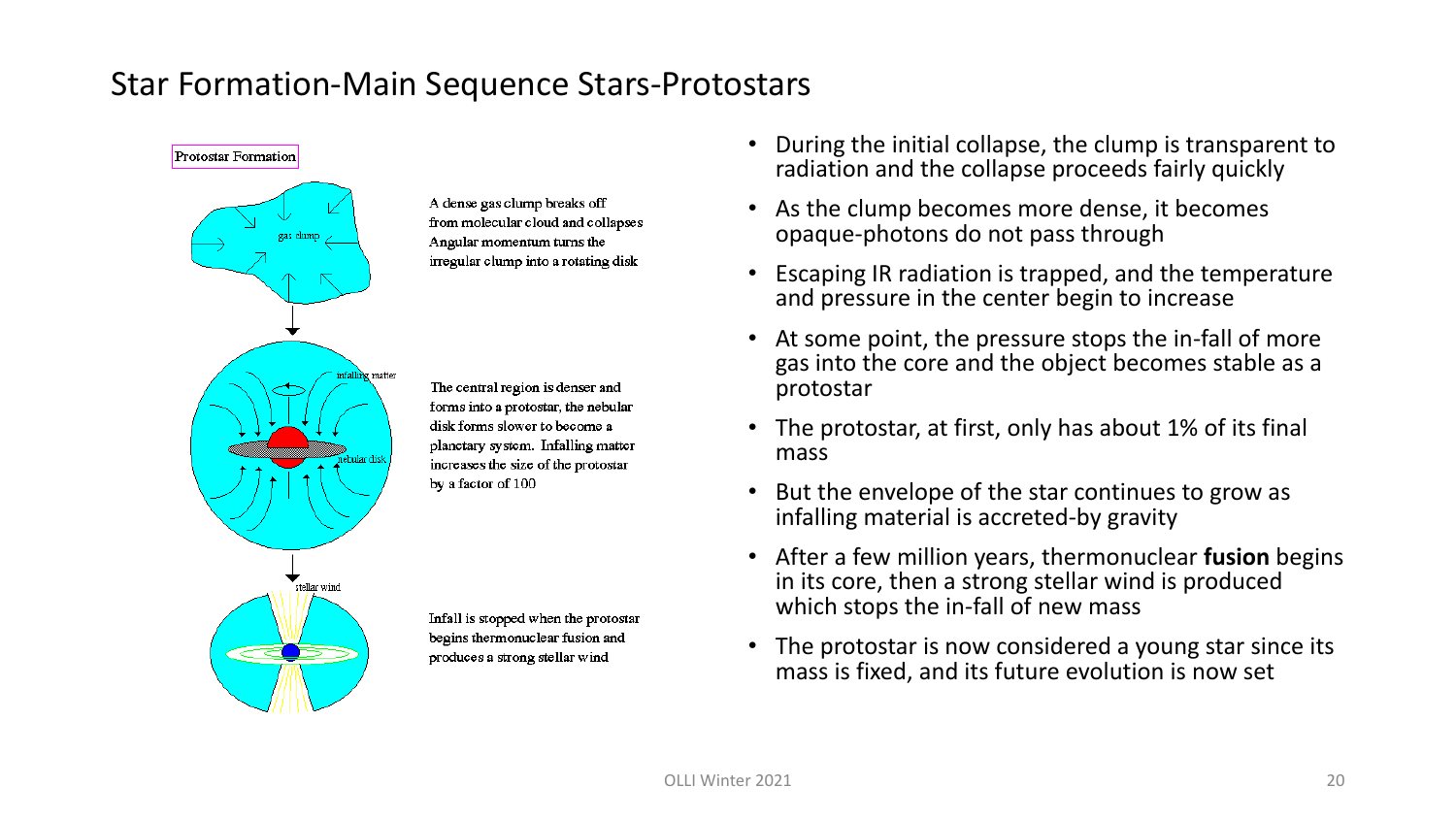# Star Formation-Main Sequence Stars-Protostars

Protostar Formation

gas clump

A dense gas clump breaks off from molecular cloud and collapses Angular momentum turns the irregular clump into a rotating disk

infalling matter

nebular disk

The central region is denser and forms into a protostar, the nebular disk forms slower to become a planetary system. Infalling matter increases the size of the protostar by a factor of 100

stellar wind

Infall is stopped when the protostar begins thermonuclear fusion and produces a strong stellar wind

- During the initial collapse, the clump is transparent to radiation and the collapse proceeds fairly quickly
- As the clump becomes more dense, it becomes opaque-photons do not pass through
- Escaping IR radiation is trapped, and the temperature and pressure in the center begin to increase
- At some point, the pressure stops the in-fall of more gas into the core and the object becomes stable as a protostar
- The protostar, at first, only has about 1% of its final mass
- But the envelope of the star continues to grow as infalling material is accreted-by gravity
- After a few million years, thermonuclear **fusion** begins in its core, then a strong stellar wind is produced which stops the in-fall of new mass
- The protostar is now considered a young star since its mass is fixed, and its future evolution is now set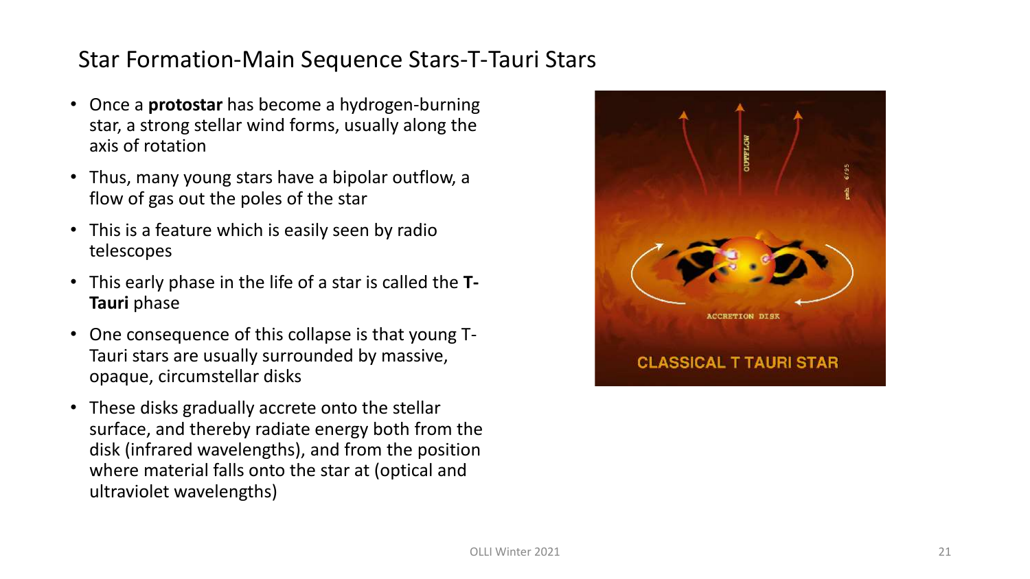## Star Formation-Main Sequence Stars-T-Tauri Stars

- Once a **protostar** has become a hydrogen-burning star, a strong stellar wind forms, usually along the axis of rotation
- Thus, many young stars have a bipolar outflow, a flow of gas out the poles of the star
- This is a feature which is easily seen by radio telescopes
- This early phase in the life of a star is called the **T-Tauri** phase
- One consequence of this collapse is that young T-Tauri stars are usually surrounded by massive, opaque, circumstellar disks
- These disks gradually accrete onto the stellar surface, and thereby radiate energy both from the disk (infrared wavelengths), and from the position where material falls onto the star at (optical and ultraviolet wavelengths)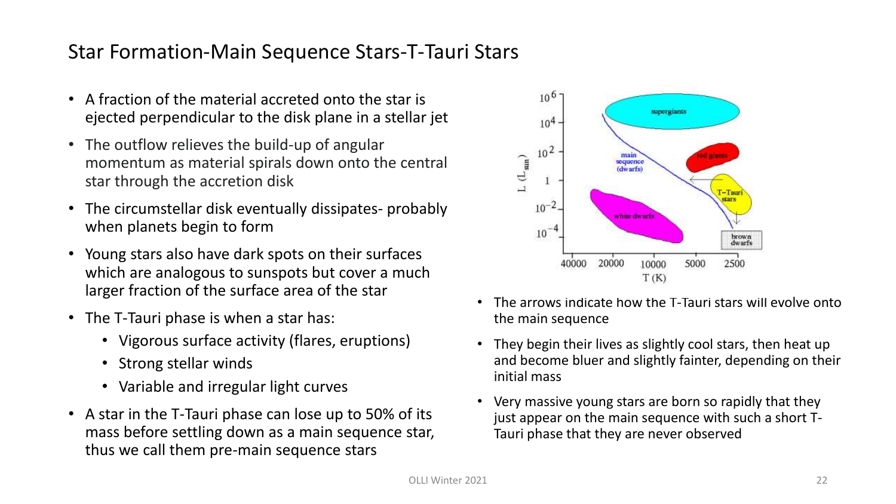# Star Formation-Main Sequence Stars-T-Tauri Stars

- A fraction of the material accreted onto the star is ejected perpendicular to the disk plane in a stellar jet
- The outflow relieves the build-up of angular momentum as material spirals down onto the central star through the accretion disk
- The circumstellar disk eventually dissipates- probably when planets begin to form
- Young stars also have dark spots on their surfaces which are analogous to sunspots but cover a much larger fraction of the surface area of the star
- The T-Tauri phase is when a star has:
  - Vigorous surface activity (flares, eruptions)
  - Strong stellar winds
  - Variable and irregular light curves
- A star in the T-Tauri phase can lose up to 50% of its mass before settling down as a main sequence star, thus we call them pre-main sequence stars

- The arrows indicate how the T-Tauri stars will evolve onto the main sequence
- They begin their lives as slightly cool stars, then heat up and become bluer and slightly fainter, depending on their initial mass
- Very massive young stars are born so rapidly that they just appear on the main sequence with such a short T-Tauri phase that they are never observed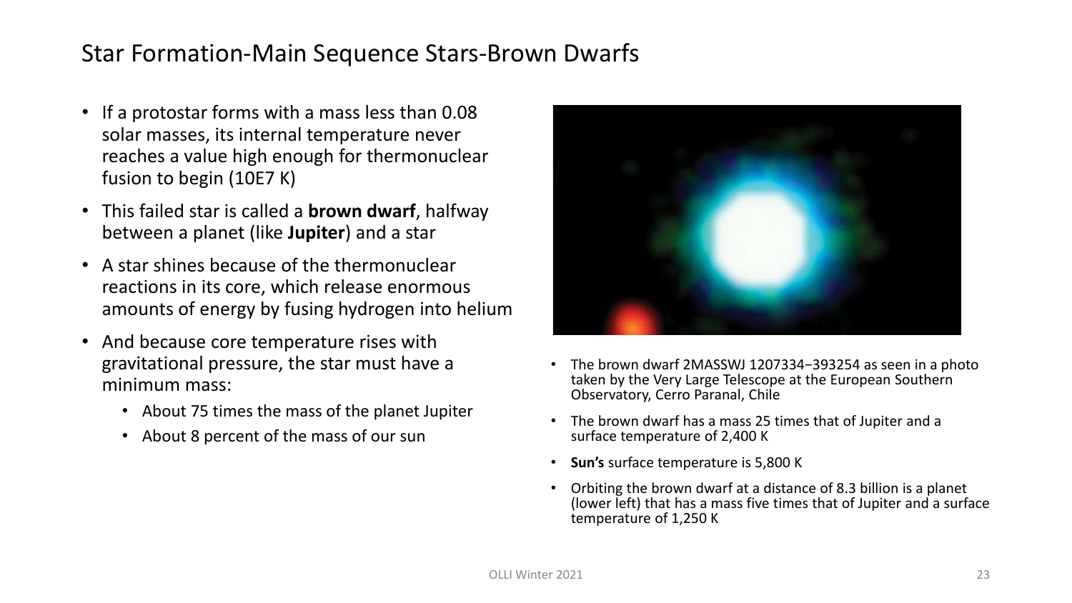# Star Formation-Main Sequence Stars-Brown Dwarfs

- If a protostar forms with a mass less than 0.08 solar masses, its internal temperature never reaches a value high enough for thermonuclear fusion to begin (10E7 K)
- This failed star is called a **brown dwarf**, halfway between a planet (like **Jupiter**) and a star
- A star shines because of the thermonuclear reactions in its core, which release enormous amounts of energy by fusing hydrogen into helium
- And because core temperature rises with gravitational pressure, the star must have a minimum mass:
  - About 75 times the mass of the planet Jupiter
  - About 8 percent of the mass of our sun

- The brown dwarf 2MASSWJ 1207334−393254 as seen in a photo taken by the Very Large Telescope at the European Southern Observatory, Cerro Paranal, Chile
- The brown dwarf has a mass 25 times that of Jupiter and a surface temperature of 2,400 K
- **Sun's** surface temperature is 5,800 K
- Orbiting the brown dwarf at a distance of 8.3 billion is a planet (lower left) that has a mass five times that of Jupiter and a surface temperature of 1,250 K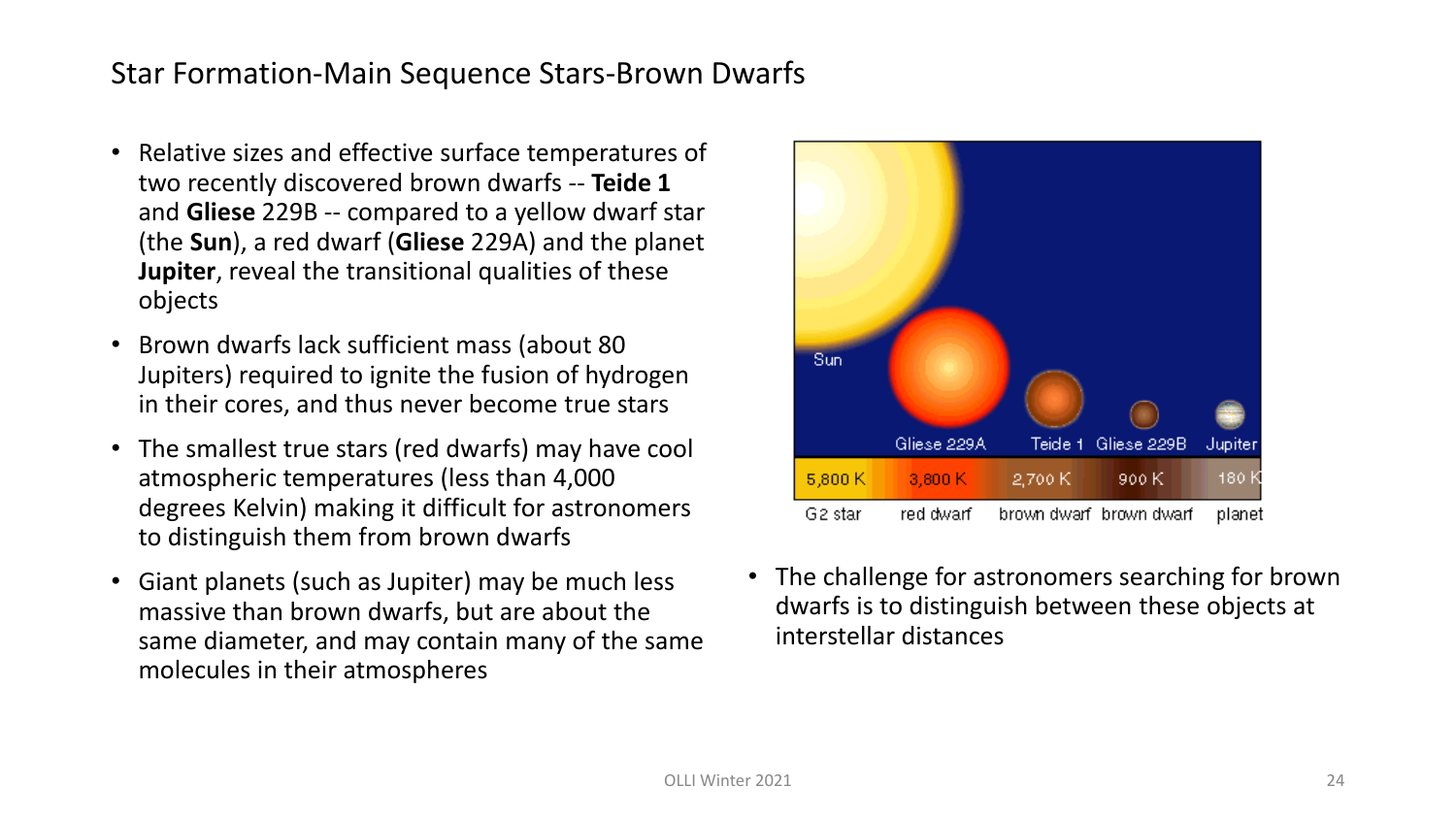# Star Formation-Main Sequence Stars-Brown Dwarfs

- Relative sizes and effective surface temperatures of two recently discovered brown dwarfs -- **Teide 1** and **Gliese** 229B -- compared to a yellow dwarf star (the **Sun**), a red dwarf (**Gliese** 229A) and the planet **Jupiter**, reveal the transitional qualities of these objects
- Brown dwarfs lack sufficient mass (about 80 Jupiters) required to ignite the fusion of hydrogen in their cores, and thus never become true stars
- The smallest true stars (red dwarfs) may have cool atmospheric temperatures (less than 4,000 degrees Kelvin) making it difficult for astronomers to distinguish them from brown dwarfs
- Giant planets (such as Jupiter) may be much less massive than brown dwarfs, but are about the same diameter, and may contain many of the same molecules in their atmospheres

| Sun | Gliese 229A | Teide 1 | Gliese 229B | Jupiter |
|---|---|---|---|---|
| 5,800 K | 3,800 K | 2,700 K | 900 K | 180 K |
| G2 star | red dwarf | brown dwarf | brown dwarf | planet |

- The challenge for astronomers searching for brown dwarfs is to distinguish between these objects at interstellar distances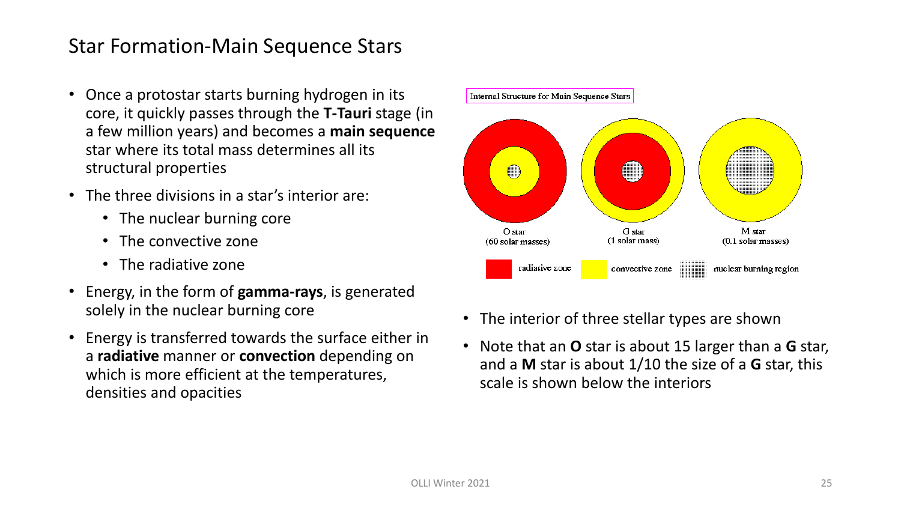## Star Formation-Main Sequence Stars

- Once a protostar starts burning hydrogen in its core, it quickly passes through the **T-Tauri** stage (in a few million years) and becomes a **main sequence** star where its total mass determines all its structural properties
- The three divisions in a star's interior are:
  - The nuclear burning core
  - The convective zone
  - The radiative zone
- Energy, in the form of **gamma-rays**, is generated solely in the nuclear burning core
- Energy is transferred towards the surface either in a **radiative** manner or **convection** depending on which is more efficient at the temperatures, densities and opacities

Internal Structure for Main Sequence Stars

O star (60 solar masses) | G star (1 solar mass) | M star (0.1 solar masses)

radiative zone | convective zone | nuclear burning region

- The interior of three stellar types are shown
- Note that an **O** star is about 15 larger than a **G** star, and a **M** star is about 1/10 the size of a **G** star, this scale is shown below the interiors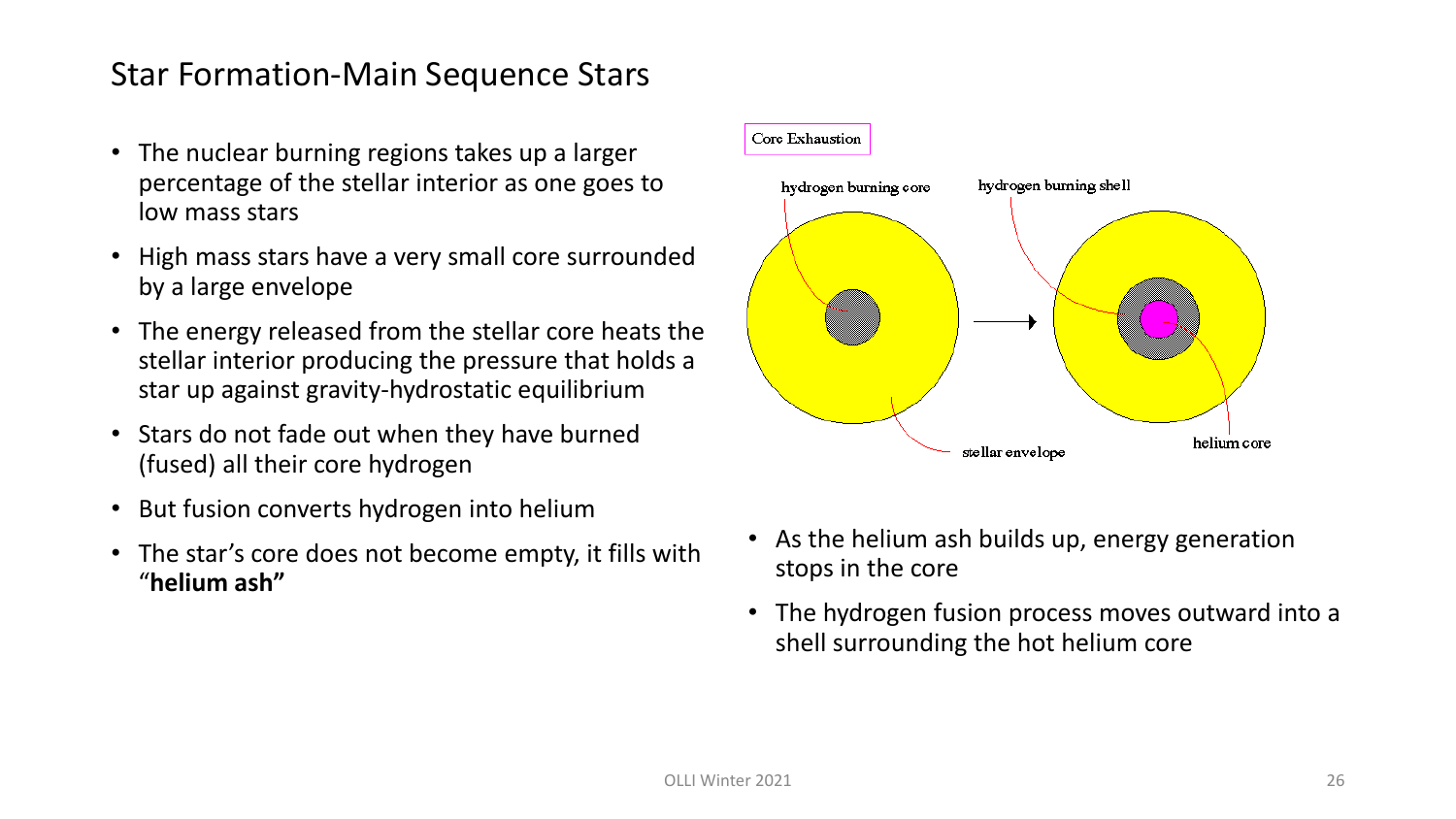# Star Formation-Main Sequence Stars

- The nuclear burning regions takes up a larger percentage of the stellar interior as one goes to low mass stars
- High mass stars have a very small core surrounded by a large envelope
- The energy released from the stellar core heats the stellar interior producing the pressure that holds a star up against gravity-hydrostatic equilibrium
- Stars do not fade out when they have burned (fused) all their core hydrogen
- But fusion converts hydrogen into helium
- The star's core does not become empty, it fills with "**helium ash"**

Core Exhaustion

hydrogen burning core

hydrogen burning shell

stellar envelope

helium core

- As the helium ash builds up, energy generation stops in the core
- The hydrogen fusion process moves outward into a shell surrounding the hot helium core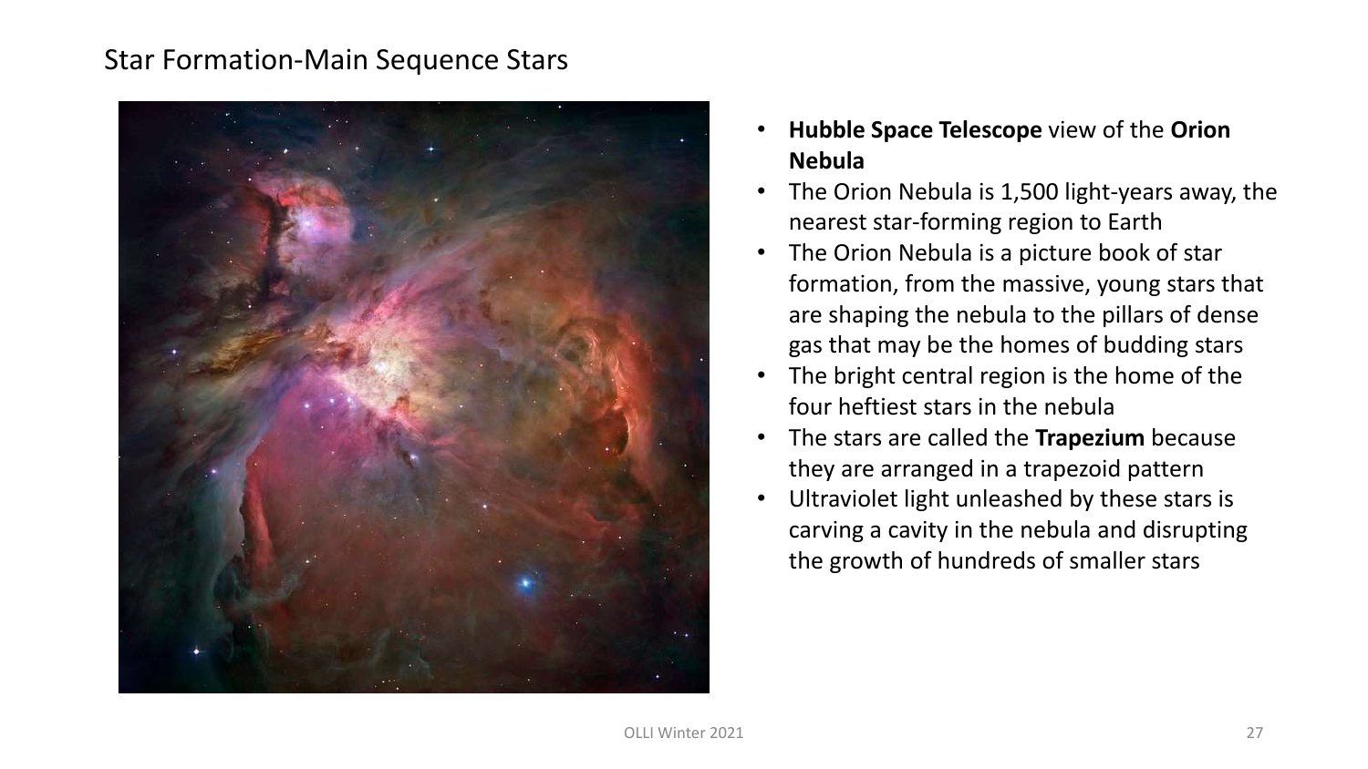# Star Formation-Main Sequence Stars

- **Hubble Space Telescope** view of the **Orion Nebula**
- The Orion Nebula is 1,500 light-years away, the nearest star-forming region to Earth
- The Orion Nebula is a picture book of star formation, from the massive, young stars that are shaping the nebula to the pillars of dense gas that may be the homes of budding stars
- The bright central region is the home of the four heftiest stars in the nebula
- The stars are called the **Trapezium** because they are arranged in a trapezoid pattern
- Ultraviolet light unleashed by these stars is carving a cavity in the nebula and disrupting the growth of hundreds of smaller stars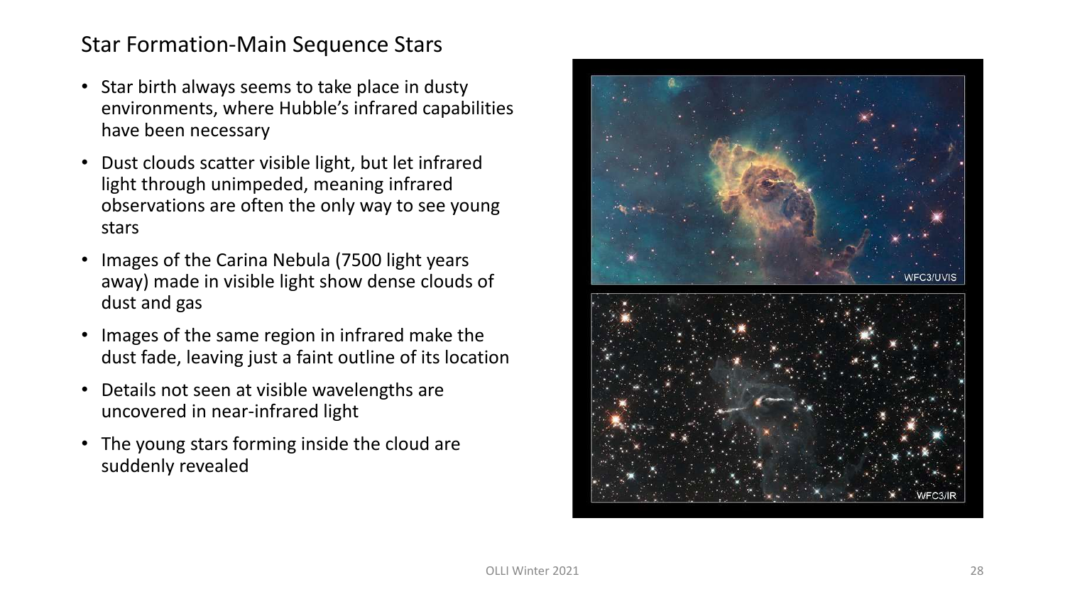# Star Formation-Main Sequence Stars

- Star birth always seems to take place in dusty environments, where Hubble's infrared capabilities have been necessary
- Dust clouds scatter visible light, but let infrared light through unimpeded, meaning infrared observations are often the only way to see young stars
- Images of the Carina Nebula (7500 light years away) made in visible light show dense clouds of dust and gas
- Images of the same region in infrared make the dust fade, leaving just a faint outline of its location
- Details not seen at visible wavelengths are uncovered in near-infrared light
- The young stars forming inside the cloud are suddenly revealed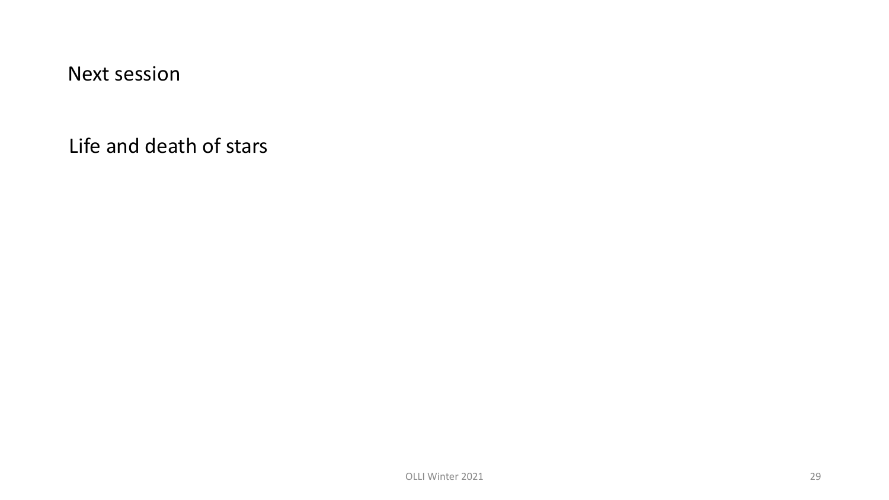## Next session

Life and death of stars